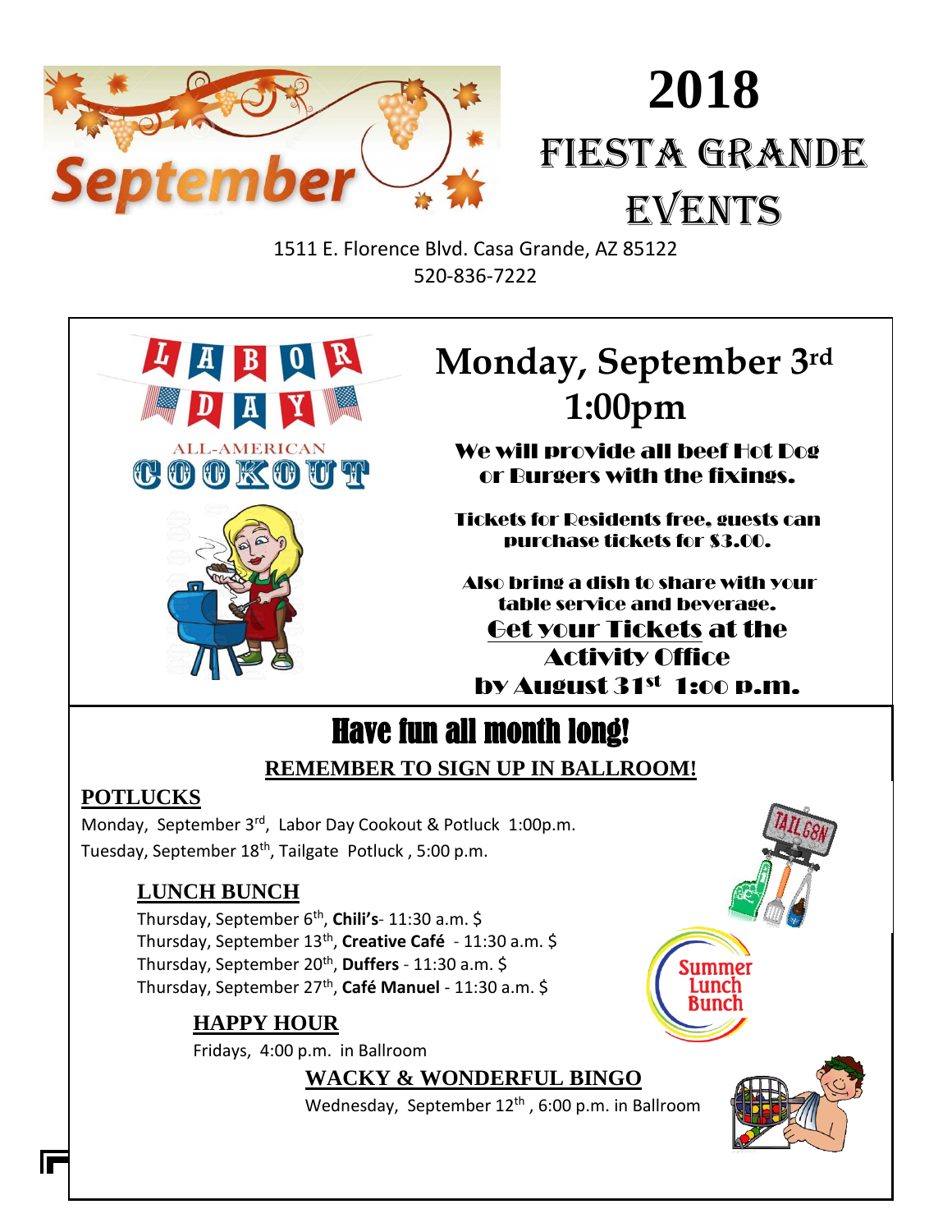# 2018 FIESTA GRANDE EVENTS

September

1511 E. Florence Blvd. Casa Grande, AZ 85122
520-836-7222

LABOR DAY

ALL-AMERICAN COOKOUT

## Monday, September 3rd 1:00pm

We will provide all beef Hot Dog or Burgers with the fixings.

Tickets for Residents free, guests can purchase tickets for $3.00.

Also bring a dish to share with your table service and beverage.

**Get your Tickets at the Activity Office by August 31st 1:00 p.m.**

## Have fun all month long!

**REMEMBER TO SIGN UP IN BALLROOM!**

### POTLUCKS

Monday, September 3rd, Labor Day Cookout & Potluck 1:00p.m.
Tuesday, September 18th, Tailgate Potluck , 5:00 p.m.

### LUNCH BUNCH

Thursday, September 6th, **Chili's**- 11:30 a.m. $
Thursday, September 13th, **Creative Café** - 11:30 a.m. $
Thursday, September 20th, **Duffers** - 11:30 a.m. $
Thursday, September 27th, **Café Manuel** - 11:30 a.m. $

Summer Lunch Bunch

### HAPPY HOUR

Fridays, 4:00 p.m. in Ballroom

### WACKY & WONDERFUL BINGO

Wednesday, September 12th , 6:00 p.m. in Ballroom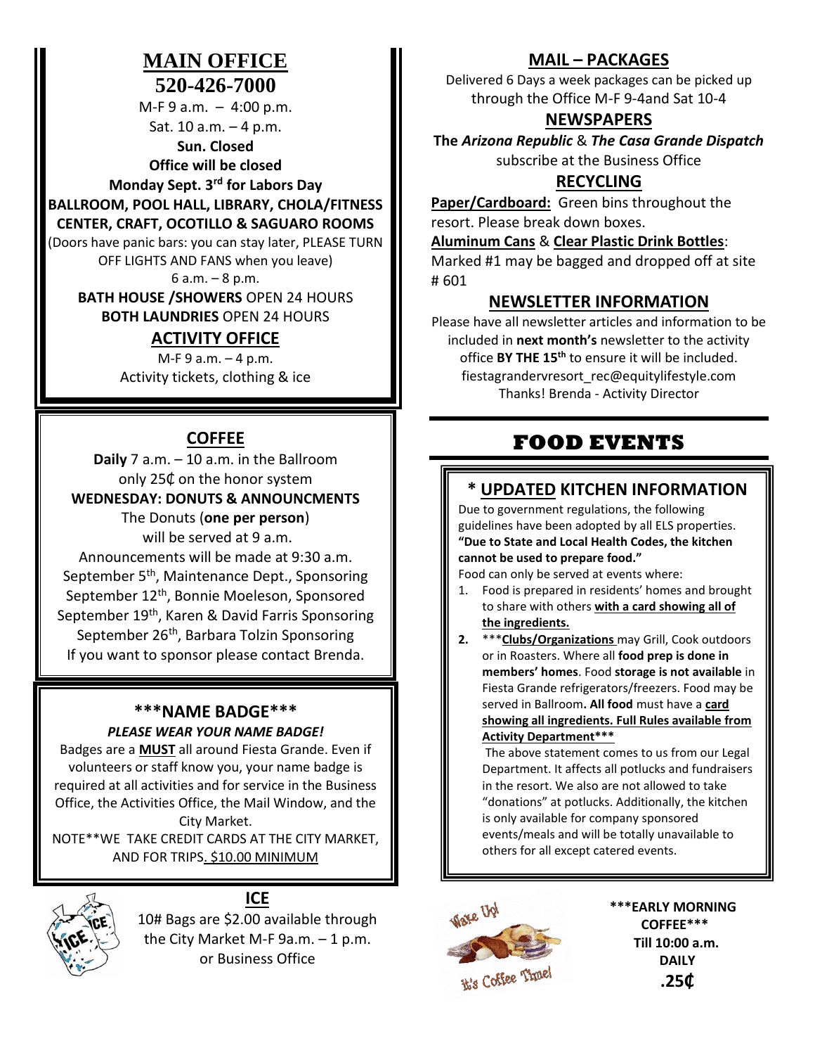## MAIN OFFICE

## 520-426-7000

M-F 9 a.m. – 4:00 p.m.
Sat. 10 a.m. – 4 p.m.
**Sun. Closed**
**Office will be closed**
**Monday Sept. 3rd for Labors Day**

**BALLROOM, POOL HALL, LIBRARY, CHOLA/FITNESS CENTER, CRAFT, OCOTILLO & SAGUARO ROOMS**
(Doors have panic bars: you can stay later, PLEASE TURN OFF LIGHTS AND FANS when you leave)
6 a.m. – 8 p.m.

**BATH HOUSE /SHOWERS** OPEN 24 HOURS
**BOTH LAUNDRIES** OPEN 24 HOURS

## ACTIVITY OFFICE

M-F 9 a.m. – 4 p.m.
Activity tickets, clothing & ice

## COFFEE

**Daily** 7 a.m. – 10 a.m. in the Ballroom
only 25₵ on the honor system

**WEDNESDAY: DONUTS & ANNOUNCMENTS**
The Donuts (**one per person**)
will be served at 9 a.m.
Announcements will be made at 9:30 a.m.
September 5th, Maintenance Dept., Sponsoring
September 12th, Bonnie Moeleson, Sponsored
September 19th, Karen & David Farris Sponsoring
September 26th, Barbara Tolzin Sponsoring
If you want to sponsor please contact Brenda.

## ***NAME BADGE***

***PLEASE WEAR YOUR NAME BADGE!***

Badges are a **MUST** all around Fiesta Grande. Even if volunteers or staff know you, your name badge is required at all activities and for service in the Business Office, the Activities Office, the Mail Window, and the City Market.

NOTE**WE TAKE CREDIT CARDS AT THE CITY MARKET, AND FOR TRIPS. $10.00 MINIMUM

## ICE

10# Bags are $2.00 available through the City Market M-F 9a.m. – 1 p.m. or Business Office

## MAIL – PACKAGES

Delivered 6 Days a week packages can be picked up through the Office M-F 9-4and Sat 10-4

## NEWSPAPERS

**The *Arizona Republic* & *The Casa Grande Dispatch***
subscribe at the Business Office

## RECYCLING

**Paper/Cardboard:** Green bins throughout the resort. Please break down boxes.

**Aluminum Cans** & **Clear Plastic Drink Bottles**:
Marked #1 may be bagged and dropped off at site # 601

## NEWSLETTER INFORMATION

Please have all newsletter articles and information to be included in **next month's** newsletter to the activity office **BY THE 15th** to ensure it will be included.
fiestagrandervresort_rec@equitylifestyle.com
Thanks! Brenda - Activity Director

# FOOD EVENTS

## * UPDATED KITCHEN INFORMATION

Due to government regulations, the following guidelines have been adopted by all ELS properties.
**"Due to State and Local Health Codes, the kitchen cannot be used to prepare food."**
Food can only be served at events where:

1. Food is prepared in residents' homes and brought to share with others **with a card showing all of the ingredients.**
2. ***Clubs/Organizations may Grill, Cook outdoors or in Roasters. Where all **food prep is done in members' homes**. Food **storage is not available** in Fiesta Grande refrigerators/freezers. Food may be served in Ballroom**. All food** must have a **card showing all ingredients. Full Rules available from Activity Department*****

   The above statement comes to us from our Legal Department. It affects all potlucks and fundraisers in the resort. We also are not allowed to take "donations" at potlucks. Additionally, the kitchen is only available for company sponsored events/meals and will be totally unavailable to others for all except catered events.

Wake Up! It's Coffee Time!

**\*\*\*EARLY MORNING COFFEE\*\*\***
**Till 10:00 a.m.**
**DAILY**
**.25₵**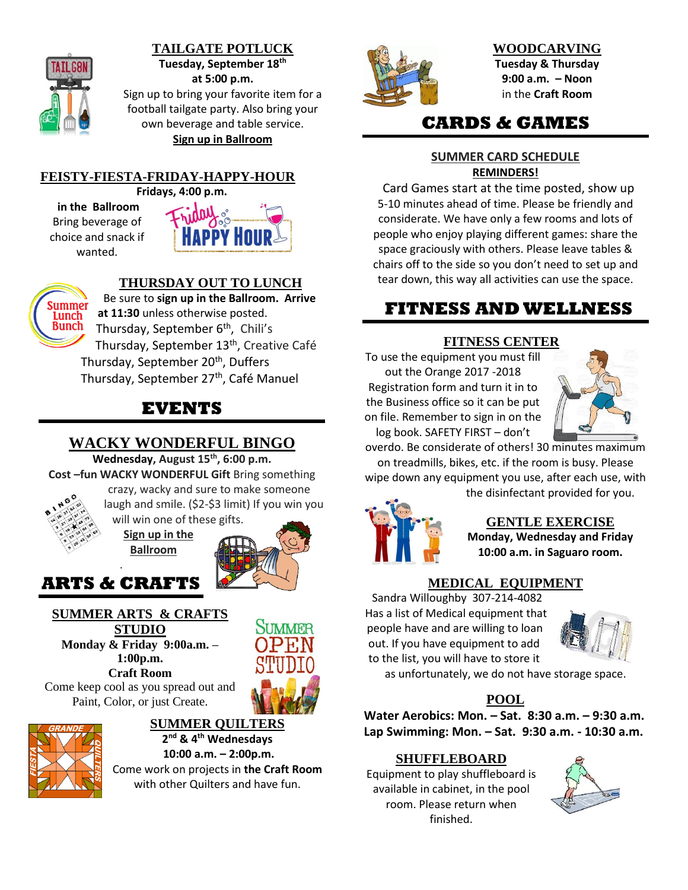## TAILGATE POTLUCK

**Tuesday, September 18th**
**at 5:00 p.m.**
Sign up to bring your favorite item for a football tailgate party. Also bring your own beverage and table service.
**Sign up in Ballroom**

## FEISTY-FIESTA-FRIDAY-HAPPY-HOUR

**Fridays, 4:00 p.m.**
**in the Ballroom**
Bring beverage of choice and snack if wanted.

## THURSDAY OUT TO LUNCH

Be sure to **sign up in the Ballroom. Arrive at 11:30** unless otherwise posted.

Thursday, September 6th, Chili's
Thursday, September 13th, Creative Café
Thursday, September 20th, Duffers
Thursday, September 27th, Café Manuel

# EVENTS

## WACKY WONDERFUL BINGO

**Wednesday, August 15th, 6:00 p.m.**
**Cost –fun WACKY WONDERFUL Gift** Bring something crazy, wacky and sure to make someone laugh and smile. ($2-$3 limit) If you win you will win one of these gifts.
**Sign up in the Ballroom**

# ARTS & CRAFTS

## SUMMER ARTS & CRAFTS STUDIO

**Monday & Friday 9:00a.m. – 1:00p.m.**
**Craft Room**
Come keep cool as you spread out and Paint, Color, or just Create.

## SUMMER QUILTERS

**2nd & 4th Wednesdays**
**10:00 a.m. – 2:00p.m.**
Come work on projects in **the Craft Room** with other Quilters and have fun.

## WOODCARVING

**Tuesday & Thursday**
**9:00 a.m. – Noon**
in the **Craft Room**

# CARDS & GAMES

## SUMMER CARD SCHEDULE

**REMINDERS!**

Card Games start at the time posted, show up 5-10 minutes ahead of time. Please be friendly and considerate. We have only a few rooms and lots of people who enjoy playing different games: share the space graciously with others. Please leave tables & chairs off to the side so you don't need to set up and tear down, this way all activities can use the space.

# FITNESS AND WELLNESS

## FITNESS CENTER

To use the equipment you must fill out the Orange 2017 -2018 Registration form and turn it in to the Business office so it can be put on file. Remember to sign in on the log book. SAFETY FIRST – don't overdo. Be considerate of others! 30 minutes maximum on treadmills, bikes, etc. if the room is busy. Please wipe down any equipment you use, after each use, with the disinfectant provided for you.

## GENTLE EXERCISE

**Monday, Wednesday and Friday**
**10:00 a.m. in Saguaro room.**

## MEDICAL EQUIPMENT

Sandra Willoughby 307-214-4082
Has a list of Medical equipment that people have and are willing to loan out. If you have equipment to add to the list, you will have to store it as unfortunately, we do not have storage space.

## POOL

**Water Aerobics: Mon. – Sat. 8:30 a.m. – 9:30 a.m.**
**Lap Swimming: Mon. – Sat. 9:30 a.m. - 10:30 a.m.**

## SHUFFLEBOARD

Equipment to play shuffleboard is available in cabinet, in the pool room. Please return when finished.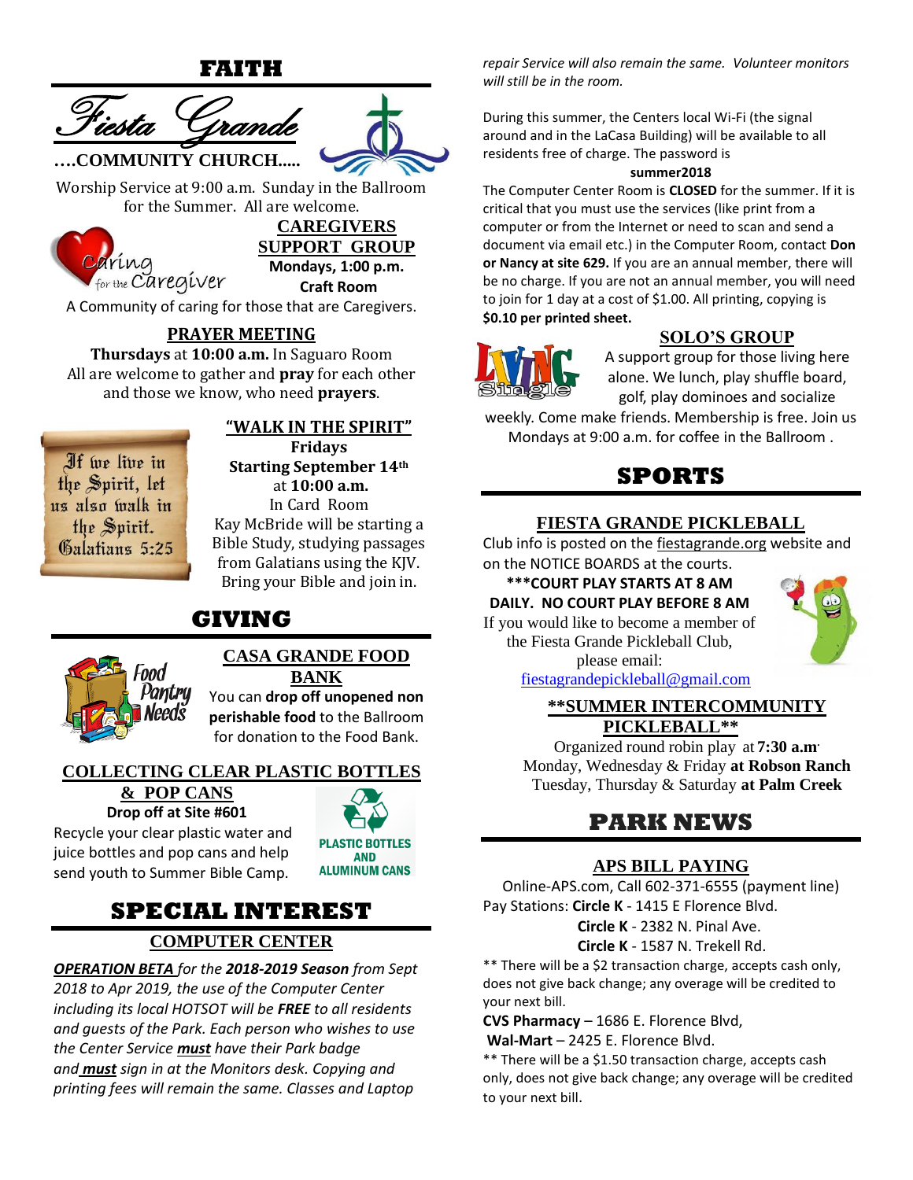# FAITH

## Fiesta Grande

**….COMMUNITY CHURCH…..**

Worship Service at 9:00 a.m. Sunday in the Ballroom for the Summer. All are welcome.

### CAREGIVERS SUPPORT GROUP

Caring for the Caregiver

**Mondays, 1:00 p.m.**
**Craft Room**

A Community of caring for those that are Caregivers.

### PRAYER MEETING

**Thursdays** at **10:00 a.m.** In Saguaro Room
All are welcome to gather and **pray** for each other and those we know, who need **prayers**.

### "WALK IN THE SPIRIT"

If we live in the Spirit, let us also walk in the Spirit. Galatians 5:25

**Fridays**
**Starting September 14th** at **10:00 a.m.**
In Card Room
Kay McBride will be starting a Bible Study, studying passages from Galatians using the KJV. Bring your Bible and join in.

# GIVING

### CASA GRANDE FOOD BANK

Food Pantry Needs

You can **drop off unopened non perishable food** to the Ballroom for donation to the Food Bank.

### COLLECTING CLEAR PLASTIC BOTTLES & POP CANS

**Drop off at Site #601**

Recycle your clear plastic water and juice bottles and pop cans and help send youth to Summer Bible Camp.

PLASTIC BOTTLES AND ALUMINUM CANS

# SPECIAL INTEREST

### COMPUTER CENTER

***OPERATION BETA*** *for the* ***2018-2019 Season*** *from Sept 2018 to Apr 2019, the use of the Computer Center including its local HOTSOT will be* ***FREE*** *to all residents and guests of the Park. Each person who wishes to use the Center Service* ***must*** *have their Park badge and* ***must*** *sign in at the Monitors desk. Copying and printing fees will remain the same. Classes and Laptop repair Service will also remain the same. Volunteer monitors will still be in the room.*

During this summer, the Centers local Wi-Fi (the signal around and in the LaCasa Building) will be available to all residents free of charge. The password is

**summer2018**

The Computer Center Room is **CLOSED** for the summer. If it is critical that you must use the services (like print from a computer or from the Internet or need to scan and send a document via email etc.) in the Computer Room, contact **Don or Nancy at site 629.** If you are an annual member, there will be no charge. If you are not an annual member, you will need to join for 1 day at a cost of $1.00. All printing, copying is **$0.10 per printed sheet.**

### SOLO'S GROUP

Living Single

A support group for those living here alone. We lunch, play shuffle board, golf, play dominoes and socialize weekly. Come make friends. Membership is free. Join us Mondays at 9:00 a.m. for coffee in the Ballroom .

# SPORTS

### FIESTA GRANDE PICKLEBALL

Club info is posted on the fiestagrande.org website and on the NOTICE BOARDS at the courts.

**\*\*\*COURT PLAY STARTS AT 8 AM DAILY. NO COURT PLAY BEFORE 8 AM**

If you would like to become a member of the Fiesta Grande Pickleball Club, please email:
fiestagrandepickleball@gmail.com

### **SUMMER INTERCOMMUNITY PICKLEBALL**

Organized round robin play at **7:30 a.m.**
Monday, Wednesday & Friday **at Robson Ranch**
Tuesday, Thursday & Saturday **at Palm Creek**

# PARK NEWS

### APS BILL PAYING

Online-APS.com, Call 602-371-6555 (payment line)

Pay Stations: **Circle K** - 1415 E Florence Blvd.
**Circle K** - 2382 N. Pinal Ave.
**Circle K** - 1587 N. Trekell Rd.

\*\* There will be a $2 transaction charge, accepts cash only, does not give back change; any overage will be credited to your next bill.

**CVS Pharmacy** – 1686 E. Florence Blvd,
**Wal-Mart** – 2425 E. Florence Blvd.

\*\* There will be a $1.50 transaction charge, accepts cash only, does not give back change; any overage will be credited to your next bill.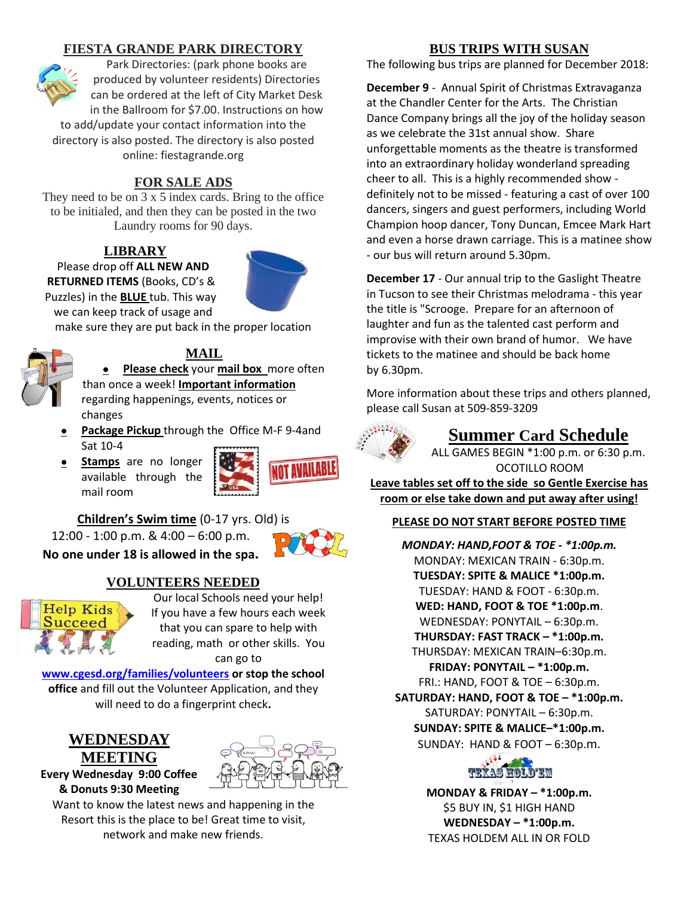## FIESTA GRANDE PARK DIRECTORY

Park Directories: (park phone books are produced by volunteer residents) Directories can be ordered at the left of City Market Desk in the Ballroom for $7.00. Instructions on how to add/update your contact information into the directory is also posted. The directory is also posted online: fiestagrande.org

## FOR SALE ADS

They need to be on 3 x 5 index cards. Bring to the office to be initialed, and then they can be posted in the two Laundry rooms for 90 days.

## LIBRARY

Please drop off **ALL NEW AND RETURNED ITEMS** (Books, CD's & Puzzles) in the **BLUE** tub. This way we can keep track of usage and make sure they are put back in the proper location

## MAIL

- **Please check** your **mail box** more often than once a week! **Important information** regarding happenings, events, notices or changes
- **Package Pickup** through the Office M-F 9-4and Sat 10-4
- **Stamps** are no longer available through the mail room

NOT AVAILABLE

**Children's Swim time** (0-17 yrs. Old) is 12:00 - 1:00 p.m. & 4:00 – 6:00 p.m.

**No one under 18 is allowed in the spa.**

## VOLUNTEERS NEEDED

Our local Schools need your help! If you have a few hours each week that you can spare to help with reading, math or other skills. You can go to **www.cgesd.org/families/volunteers or stop the school office** and fill out the Volunteer Application, and they will need to do a fingerprint check**.**

## WEDNESDAY MEETING

**Every Wednesday 9:00 Coffee & Donuts 9:30 Meeting**

Want to know the latest news and happening in the Resort this is the place to be! Great time to visit, network and make new friends.

## BUS TRIPS WITH SUSAN

The following bus trips are planned for December 2018:

**December 9** - Annual Spirit of Christmas Extravaganza at the Chandler Center for the Arts. The Christian Dance Company brings all the joy of the holiday season as we celebrate the 31st annual show. Share unforgettable moments as the theatre is transformed into an extraordinary holiday wonderland spreading cheer to all. This is a highly recommended show - definitely not to be missed - featuring a cast of over 100 dancers, singers and guest performers, including World Champion hoop dancer, Tony Duncan, Emcee Mark Hart and even a horse drawn carriage. This is a matinee show - our bus will return around 5.30pm.

**December 17** - Our annual trip to the Gaslight Theatre in Tucson to see their Christmas melodrama - this year the title is "Scrooge. Prepare for an afternoon of laughter and fun as the talented cast perform and improvise with their own brand of humor. We have tickets to the matinee and should be back home by 6.30pm.

More information about these trips and others planned, please call Susan at 509-859-3209

## Summer Card Schedule

ALL GAMES BEGIN *1:00 p.m. or 6:30 p.m.
OCOTILLO ROOM

**Leave tables set off to the side so Gentle Exercise has room or else take down and put away after using!**

**PLEASE DO NOT START BEFORE POSTED TIME**

***MONDAY: HAND,FOOT & TOE - *1:00p.m.***
MONDAY: MEXICAN TRAIN - 6:30p.m.
**TUESDAY: SPITE & MALICE *1:00p.m.**
TUESDAY: HAND & FOOT - 6:30p.m.
**WED: HAND, FOOT & TOE *1:00p.m**.
WEDNESDAY: PONYTAIL – 6:30p.m.
**THURSDAY: FAST TRACK – *1:00p.m.**
THURSDAY: MEXICAN TRAIN–6:30p.m.
**FRIDAY: PONYTAIL – *1:00p.m.**
FRI.: HAND, FOOT & TOE – 6:30p.m.
**SATURDAY: HAND, FOOT & TOE – *1:00p.m.**
SATURDAY: PONYTAIL – 6:30p.m.
**SUNDAY: SPITE & MALICE–*1:00p.m.**
SUNDAY: HAND & FOOT – 6:30p.m.

TEXAS HOLD'EM

**MONDAY & FRIDAY – *1:00p.m.**
$5 BUY IN, $1 HIGH HAND
**WEDNESDAY – *1:00p.m.**
TEXAS HOLDEM ALL IN OR FOLD